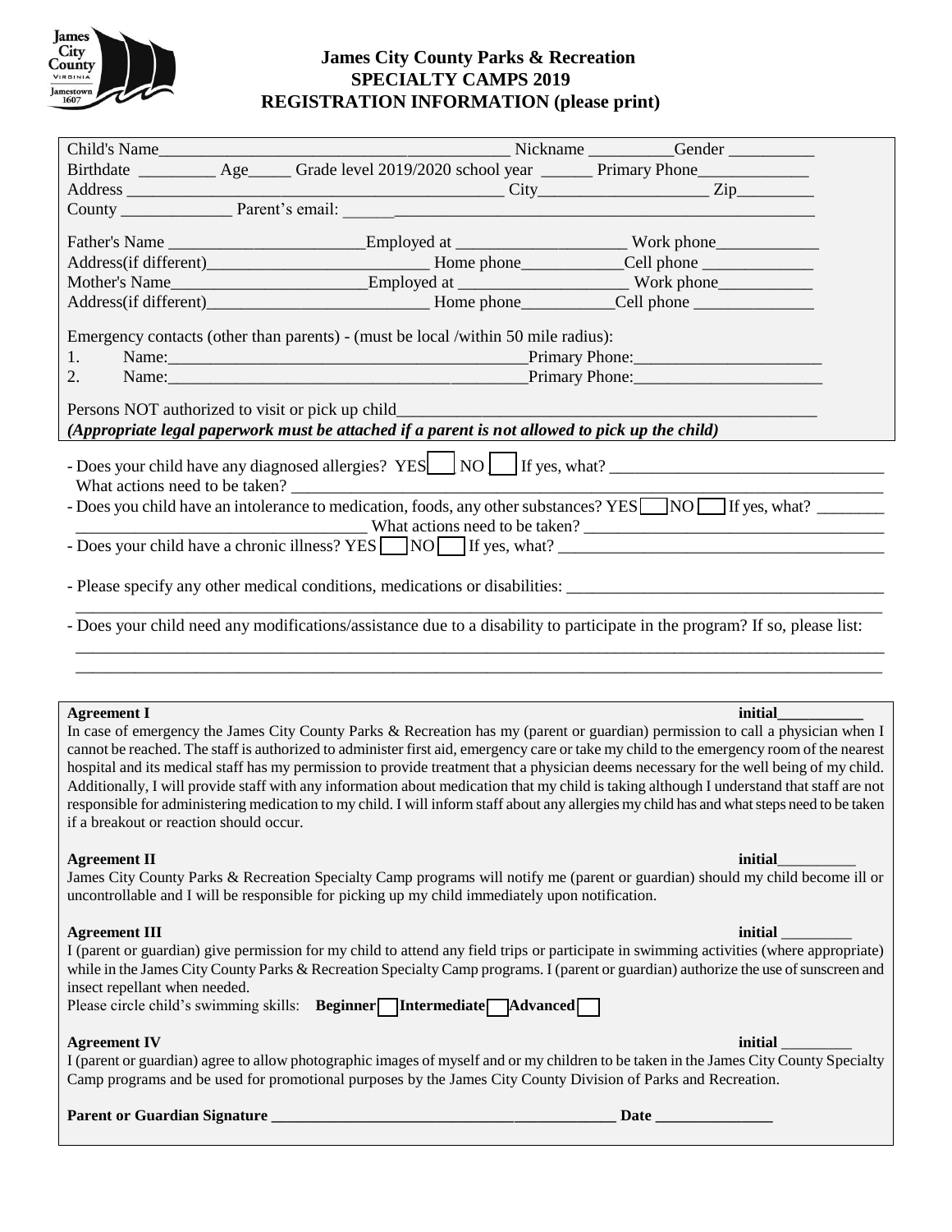**James City County Parks & Recreation**
**SPECIALTY CAMPS 2019**
**REGISTRATION INFORMATION (please print)**

Child's Name_________________________________________ Nickname __________Gender __________

Birthdate _________ Age_____ Grade level 2019/2020 school year ______ Primary Phone_____________

Address _____________________________________________ City____________________ Zip_________

County _____________ Parent's email: ______________________________________________________

Father's Name _______________________Employed at ____________________ Work phone____________

Address(if different)__________________________ Home phone____________Cell phone _____________

Mother's Name_______________________Employed at ____________________ Work phone___________

Address(if different)__________________________ Home phone___________Cell phone ______________

Emergency contacts (other than parents) - (must be local /within 50 mile radius):

1. Name:_________________________________________Primary Phone:______________________
2. Name:_________________________________________Primary Phone:______________________

Persons NOT authorized to visit or pick up child_________________________________________________

***(Appropriate legal paperwork must be attached if a parent is not allowed to pick up the child)***

- Does your child have any diagnosed allergies? YES☐ NO☐ If yes, what? _________________________________
  What actions need to be taken? ___________________________________________________________________
- Does you child have an intolerance to medication, foods, any other substances? YES☐ NO☐ If yes, what? ________
  ___________________________________ What actions need to be taken? ___________________________________
- Does your child have a chronic illness? YES☐ NO☐ If yes, what? _____________________________________
- Please specify any other medical conditions, medications or disabilities: _____________________________________
  ____________________________________________________________________________________________
- Does your child need any modifications/assistance due to a disability to participate in the program? If so, please list:
  ____________________________________________________________________________________________
  ____________________________________________________________________________________________

**Agreement I** **initial**___________

In case of emergency the James City County Parks & Recreation has my (parent or guardian) permission to call a physician when I cannot be reached. The staff is authorized to administer first aid, emergency care or take my child to the emergency room of the nearest hospital and its medical staff has my permission to provide treatment that a physician deems necessary for the well being of my child. Additionally, I will provide staff with any information about medication that my child is taking although I understand that staff are not responsible for administering medication to my child. I will inform staff about any allergies my child has and what steps need to be taken if a breakout or reaction should occur.

**Agreement II** **initial**__________

James City County Parks & Recreation Specialty Camp programs will notify me (parent or guardian) should my child become ill or uncontrollable and I will be responsible for picking up my child immediately upon notification.

**Agreement III** **initial** _________

I (parent or guardian) give permission for my child to attend any field trips or participate in swimming activities (where appropriate) while in the James City County Parks & Recreation Specialty Camp programs. I (parent or guardian) authorize the use of sunscreen and insect repellant when needed.

Please circle child's swimming skills: **Beginner**☐ **Intermediate**☐ **Advanced**☐

**Agreement IV** **initial** _________

I (parent or guardian) agree to allow photographic images of myself and or my children to be taken in the James City County Specialty Camp programs and be used for promotional purposes by the James City County Division of Parks and Recreation.

**Parent or Guardian Signature** _____________________________________________ **Date** _______________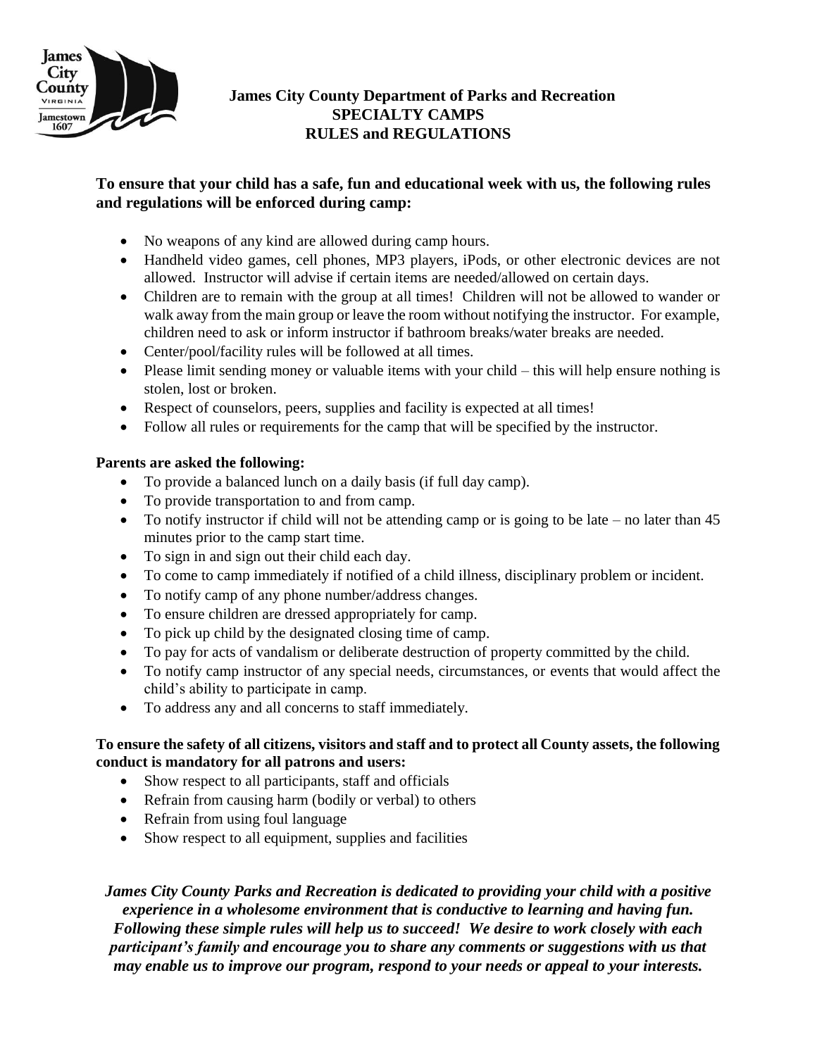**James City County Department of Parks and Recreation**
**SPECIALTY CAMPS**
**RULES and REGULATIONS**

**To ensure that your child has a safe, fun and educational week with us, the following rules and regulations will be enforced during camp:**

- No weapons of any kind are allowed during camp hours.
- Handheld video games, cell phones, MP3 players, iPods, or other electronic devices are not allowed. Instructor will advise if certain items are needed/allowed on certain days.
- Children are to remain with the group at all times! Children will not be allowed to wander or walk away from the main group or leave the room without notifying the instructor. For example, children need to ask or inform instructor if bathroom breaks/water breaks are needed.
- Center/pool/facility rules will be followed at all times.
- Please limit sending money or valuable items with your child – this will help ensure nothing is stolen, lost or broken.
- Respect of counselors, peers, supplies and facility is expected at all times!
- Follow all rules or requirements for the camp that will be specified by the instructor.

**Parents are asked the following:**

- To provide a balanced lunch on a daily basis (if full day camp).
- To provide transportation to and from camp.
- To notify instructor if child will not be attending camp or is going to be late – no later than 45 minutes prior to the camp start time.
- To sign in and sign out their child each day.
- To come to camp immediately if notified of a child illness, disciplinary problem or incident.
- To notify camp of any phone number/address changes.
- To ensure children are dressed appropriately for camp.
- To pick up child by the designated closing time of camp.
- To pay for acts of vandalism or deliberate destruction of property committed by the child.
- To notify camp instructor of any special needs, circumstances, or events that would affect the child's ability to participate in camp.
- To address any and all concerns to staff immediately.

**To ensure the safety of all citizens, visitors and staff and to protect all County assets, the following conduct is mandatory for all patrons and users:**

- Show respect to all participants, staff and officials
- Refrain from causing harm (bodily or verbal) to others
- Refrain from using foul language
- Show respect to all equipment, supplies and facilities

***James City County Parks and Recreation is dedicated to providing your child with a positive experience in a wholesome environment that is conductive to learning and having fun. Following these simple rules will help us to succeed! We desire to work closely with each participant's family and encourage you to share any comments or suggestions with us that may enable us to improve our program, respond to your needs or appeal to your interests.***